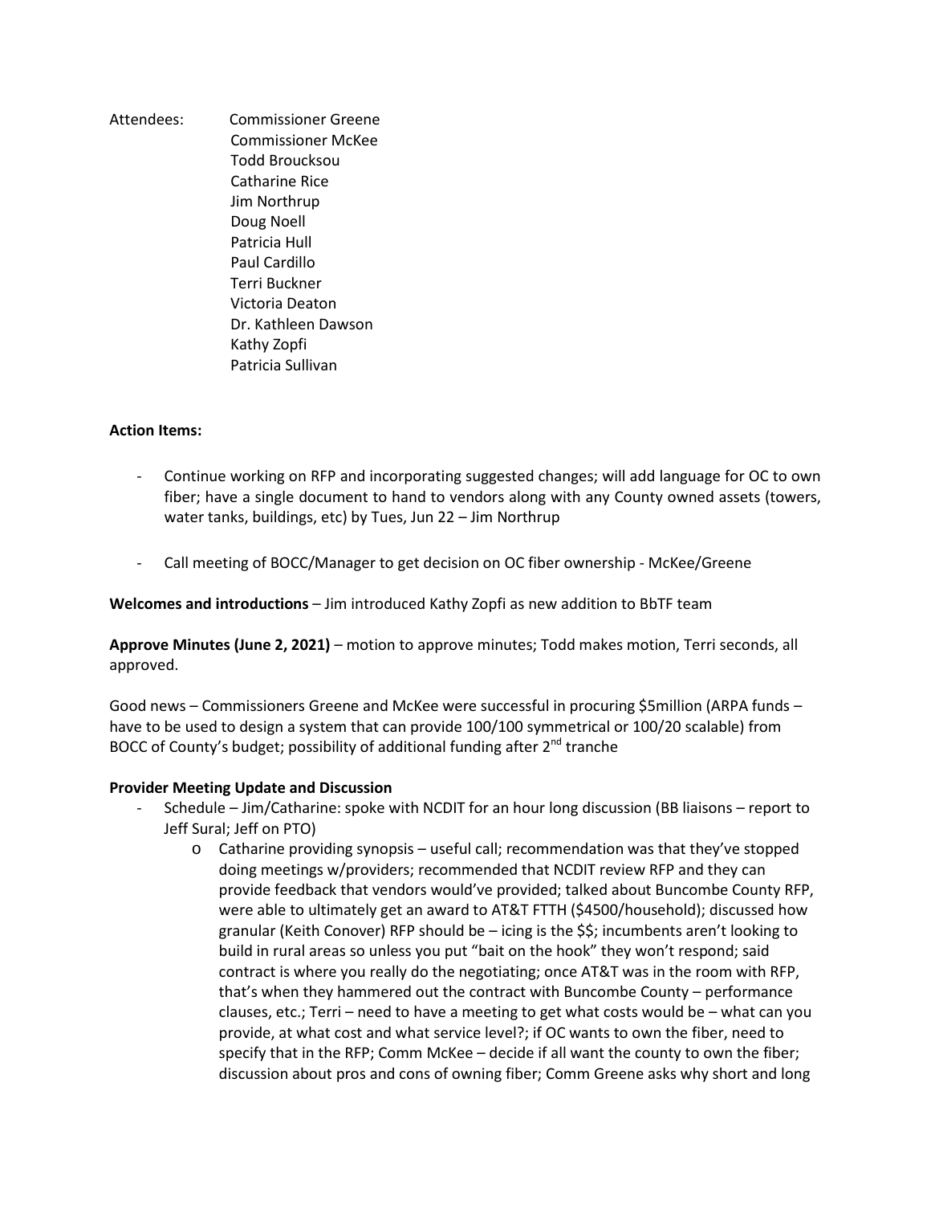Attendees: Commissioner Greene
Commissioner McKee
Todd Broucksou
Catharine Rice
Jim Northrup
Doug Noell
Patricia Hull
Paul Cardillo
Terri Buckner
Victoria Deaton
Dr. Kathleen Dawson
Kathy Zopfi
Patricia Sullivan

**Action Items:**

- Continue working on RFP and incorporating suggested changes; will add language for OC to own fiber; have a single document to hand to vendors along with any County owned assets (towers, water tanks, buildings, etc) by Tues, Jun 22 – Jim Northrup

- Call meeting of BOCC/Manager to get decision on OC fiber ownership - McKee/Greene

**Welcomes and introductions** – Jim introduced Kathy Zopfi as new addition to BbTF team

**Approve Minutes (June 2, 2021)** – motion to approve minutes; Todd makes motion, Terri seconds, all approved.

Good news – Commissioners Greene and McKee were successful in procuring $5million (ARPA funds – have to be used to design a system that can provide 100/100 symmetrical or 100/20 scalable) from BOCC of County's budget; possibility of additional funding after 2nd tranche

**Provider Meeting Update and Discussion**

- Schedule – Jim/Catharine: spoke with NCDIT for an hour long discussion (BB liaisons – report to Jeff Sural; Jeff on PTO)
    - Catharine providing synopsis – useful call; recommendation was that they've stopped doing meetings w/providers; recommended that NCDIT review RFP and they can provide feedback that vendors would've provided; talked about Buncombe County RFP, were able to ultimately get an award to AT&T FTTH ($4500/household); discussed how granular (Keith Conover) RFP should be – icing is the $$; incumbents aren't looking to build in rural areas so unless you put "bait on the hook" they won't respond; said contract is where you really do the negotiating; once AT&T was in the room with RFP, that's when they hammered out the contract with Buncombe County – performance clauses, etc.; Terri – need to have a meeting to get what costs would be – what can you provide, at what cost and what service level?; if OC wants to own the fiber, need to specify that in the RFP; Comm McKee – decide if all want the county to own the fiber; discussion about pros and cons of owning fiber; Comm Greene asks why short and long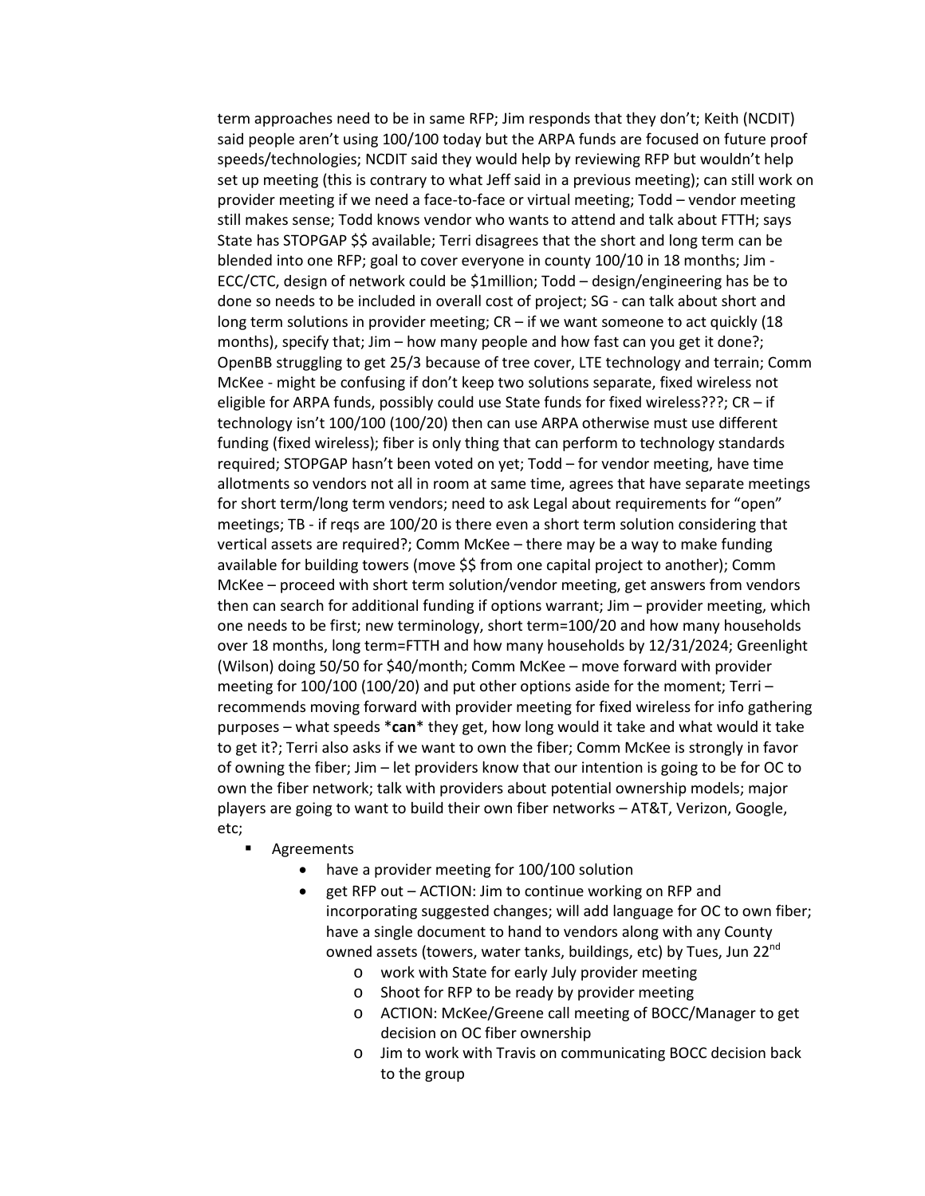term approaches need to be in same RFP; Jim responds that they don't; Keith (NCDIT) said people aren't using 100/100 today but the ARPA funds are focused on future proof speeds/technologies; NCDIT said they would help by reviewing RFP but wouldn't help set up meeting (this is contrary to what Jeff said in a previous meeting); can still work on provider meeting if we need a face-to-face or virtual meeting; Todd – vendor meeting still makes sense; Todd knows vendor who wants to attend and talk about FTTH; says State has STOPGAP $$ available; Terri disagrees that the short and long term can be blended into one RFP; goal to cover everyone in county 100/10 in 18 months; Jim - ECC/CTC, design of network could be $1million; Todd – design/engineering has be to done so needs to be included in overall cost of project; SG - can talk about short and long term solutions in provider meeting; CR – if we want someone to act quickly (18 months), specify that; Jim – how many people and how fast can you get it done?; OpenBB struggling to get 25/3 because of tree cover, LTE technology and terrain; Comm McKee - might be confusing if don't keep two solutions separate, fixed wireless not eligible for ARPA funds, possibly could use State funds for fixed wireless???; CR – if technology isn't 100/100 (100/20) then can use ARPA otherwise must use different funding (fixed wireless); fiber is only thing that can perform to technology standards required; STOPGAP hasn't been voted on yet; Todd – for vendor meeting, have time allotments so vendors not all in room at same time, agrees that have separate meetings for short term/long term vendors; need to ask Legal about requirements for "open" meetings; TB - if reqs are 100/20 is there even a short term solution considering that vertical assets are required?; Comm McKee – there may be a way to make funding available for building towers (move $$ from one capital project to another); Comm McKee – proceed with short term solution/vendor meeting, get answers from vendors then can search for additional funding if options warrant; Jim – provider meeting, which one needs to be first; new terminology, short term=100/20 and how many households over 18 months, long term=FTTH and how many households by 12/31/2024; Greenlight (Wilson) doing 50/50 for $40/month; Comm McKee – move forward with provider meeting for 100/100 (100/20) and put other options aside for the moment; Terri – recommends moving forward with provider meeting for fixed wireless for info gathering purposes – what speeds ***can*** they get, how long would it take and what would it take to get it?; Terri also asks if we want to own the fiber; Comm McKee is strongly in favor of owning the fiber; Jim – let providers know that our intention is going to be for OC to own the fiber network; talk with providers about potential ownership models; major players are going to want to build their own fiber networks – AT&T, Verizon, Google, etc;

- Agreements
  - have a provider meeting for 100/100 solution
  - get RFP out – ACTION: Jim to continue working on RFP and incorporating suggested changes; will add language for OC to own fiber; have a single document to hand to vendors along with any County owned assets (towers, water tanks, buildings, etc) by Tues, Jun 22nd
    - work with State for early July provider meeting
    - Shoot for RFP to be ready by provider meeting
    - ACTION: McKee/Greene call meeting of BOCC/Manager to get decision on OC fiber ownership
    - Jim to work with Travis on communicating BOCC decision back to the group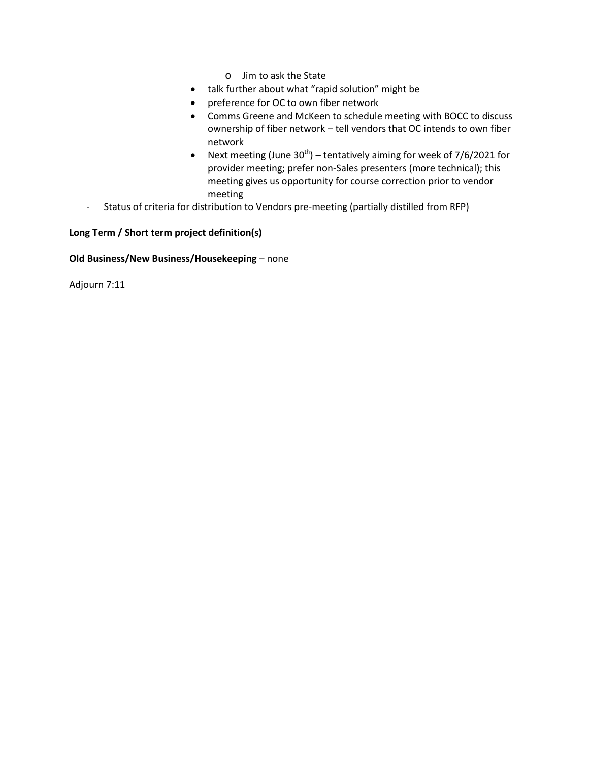- Jim to ask the State
  - talk further about what "rapid solution" might be
  - preference for OC to own fiber network
  - Comms Greene and McKeen to schedule meeting with BOCC to discuss ownership of fiber network – tell vendors that OC intends to own fiber network
  - Next meeting (June 30th) – tentatively aiming for week of 7/6/2021 for provider meeting; prefer non-Sales presenters (more technical); this meeting gives us opportunity for course correction prior to vendor meeting
- Status of criteria for distribution to Vendors pre-meeting (partially distilled from RFP)

**Long Term / Short term project definition(s)**

**Old Business/New Business/Housekeeping** – none

Adjourn 7:11